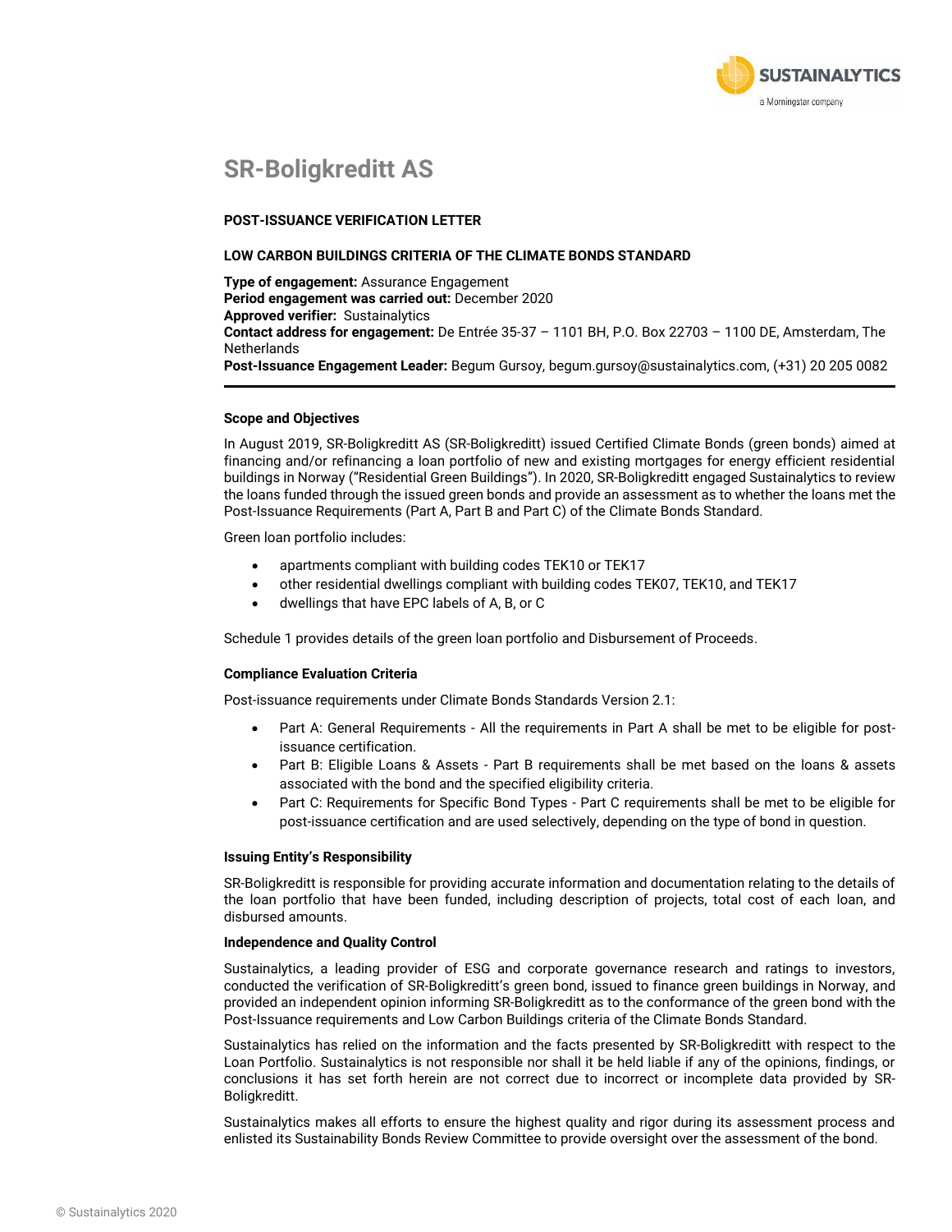# SR-Boligkreditt AS

**POST-ISSUANCE VERIFICATION LETTER**

**LOW CARBON BUILDINGS CRITERIA OF THE CLIMATE BONDS STANDARD**

**Type of engagement:** Assurance Engagement
**Period engagement was carried out:** December 2020
**Approved verifier:** Sustainalytics
**Contact address for engagement:** De Entrée 35-37 – 1101 BH, P.O. Box 22703 – 1100 DE, Amsterdam, The Netherlands
**Post-Issuance Engagement Leader:** Begum Gursoy, begum.gursoy@sustainalytics.com, (+31) 20 205 0082

---

#### Scope and Objectives

In August 2019, SR-Boligkreditt AS (SR-Boligkreditt) issued Certified Climate Bonds (green bonds) aimed at financing and/or refinancing a loan portfolio of new and existing mortgages for energy efficient residential buildings in Norway ("Residential Green Buildings"). In 2020, SR-Boligkreditt engaged Sustainalytics to review the loans funded through the issued green bonds and provide an assessment as to whether the loans met the Post-Issuance Requirements (Part A, Part B and Part C) of the Climate Bonds Standard.

Green loan portfolio includes:

- apartments compliant with building codes TEK10 or TEK17
- other residential dwellings compliant with building codes TEK07, TEK10, and TEK17
- dwellings that have EPC labels of A, B, or C

Schedule 1 provides details of the green loan portfolio and Disbursement of Proceeds.

#### Compliance Evaluation Criteria

Post-issuance requirements under Climate Bonds Standards Version 2.1:

- Part A: General Requirements - All the requirements in Part A shall be met to be eligible for post-issuance certification.
- Part B: Eligible Loans & Assets - Part B requirements shall be met based on the loans & assets associated with the bond and the specified eligibility criteria.
- Part C: Requirements for Specific Bond Types - Part C requirements shall be met to be eligible for post-issuance certification and are used selectively, depending on the type of bond in question.

#### Issuing Entity's Responsibility

SR-Boligkreditt is responsible for providing accurate information and documentation relating to the details of the loan portfolio that have been funded, including description of projects, total cost of each loan, and disbursed amounts.

#### Independence and Quality Control

Sustainalytics, a leading provider of ESG and corporate governance research and ratings to investors, conducted the verification of SR-Boligkreditt's green bond, issued to finance green buildings in Norway, and provided an independent opinion informing SR-Boligkreditt as to the conformance of the green bond with the Post-Issuance requirements and Low Carbon Buildings criteria of the Climate Bonds Standard.

Sustainalytics has relied on the information and the facts presented by SR-Boligkreditt with respect to the Loan Portfolio. Sustainalytics is not responsible nor shall it be held liable if any of the opinions, findings, or conclusions it has set forth herein are not correct due to incorrect or incomplete data provided by SR-Boligkreditt.

Sustainalytics makes all efforts to ensure the highest quality and rigor during its assessment process and enlisted its Sustainability Bonds Review Committee to provide oversight over the assessment of the bond.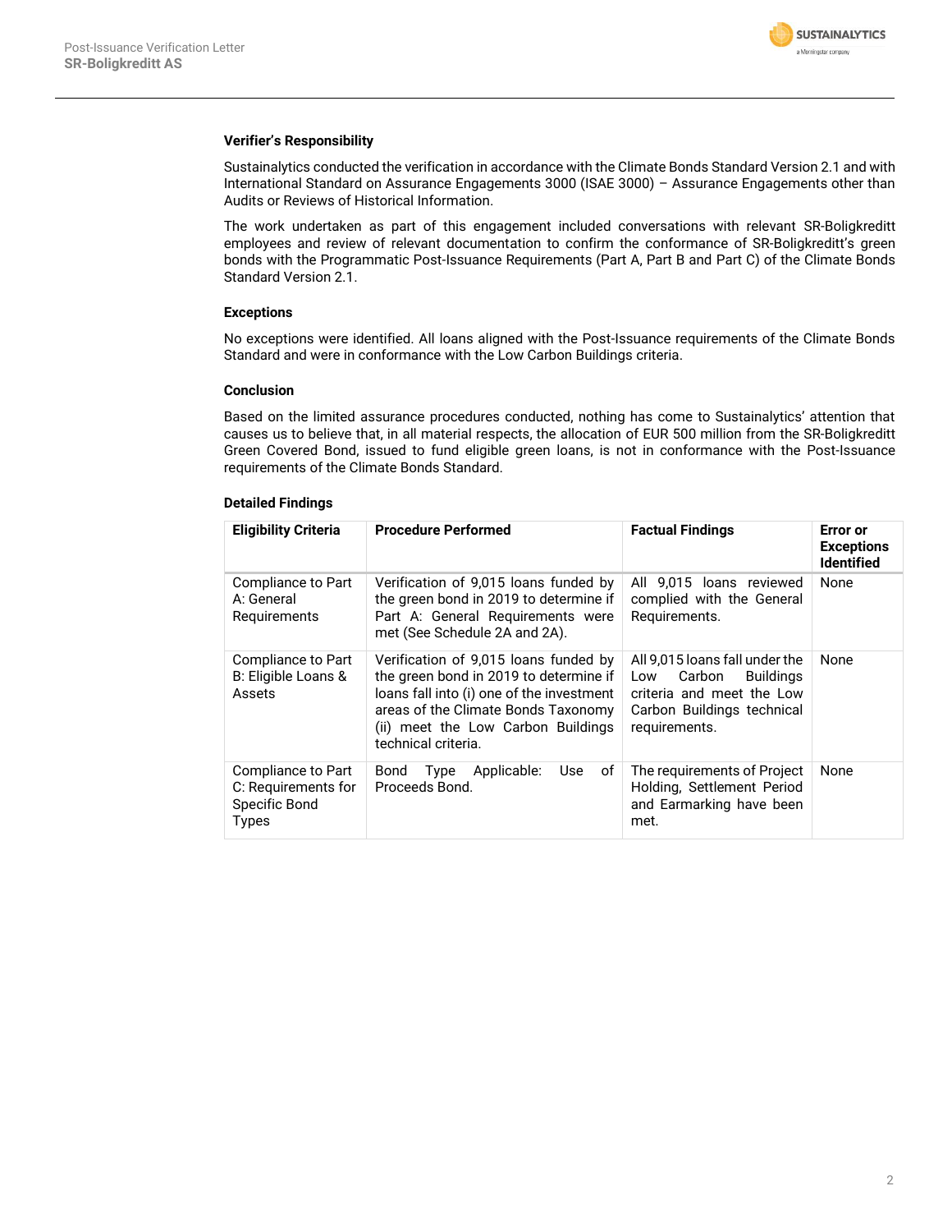### Verifier's Responsibility

Sustainalytics conducted the verification in accordance with the Climate Bonds Standard Version 2.1 and with International Standard on Assurance Engagements 3000 (ISAE 3000) – Assurance Engagements other than Audits or Reviews of Historical Information.

The work undertaken as part of this engagement included conversations with relevant SR-Boligkreditt employees and review of relevant documentation to confirm the conformance of SR-Boligkreditt's green bonds with the Programmatic Post-Issuance Requirements (Part A, Part B and Part C) of the Climate Bonds Standard Version 2.1.

### Exceptions

No exceptions were identified. All loans aligned with the Post-Issuance requirements of the Climate Bonds Standard and were in conformance with the Low Carbon Buildings criteria.

### Conclusion

Based on the limited assurance procedures conducted, nothing has come to Sustainalytics' attention that causes us to believe that, in all material respects, the allocation of EUR 500 million from the SR-Boligkreditt Green Covered Bond, issued to fund eligible green loans, is not in conformance with the Post-Issuance requirements of the Climate Bonds Standard.

### Detailed Findings

| Eligibility Criteria | Procedure Performed | Factual Findings | Error or Exceptions Identified |
|---|---|---|---|
| Compliance to Part A: General Requirements | Verification of 9,015 loans funded by the green bond in 2019 to determine if Part A: General Requirements were met (See Schedule 2A and 2A). | All 9,015 loans reviewed complied with the General Requirements. | None |
| Compliance to Part B: Eligible Loans & Assets | Verification of 9,015 loans funded by the green bond in 2019 to determine if loans fall into (i) one of the investment areas of the Climate Bonds Taxonomy (ii) meet the Low Carbon Buildings technical criteria. | All 9,015 loans fall under the Low Carbon Buildings criteria and meet the Low Carbon Buildings technical requirements. | None |
| Compliance to Part C: Requirements for Specific Bond Types | Bond Type Applicable: Use of Proceeds Bond. | The requirements of Project Holding, Settlement Period and Earmarking have been met. | None |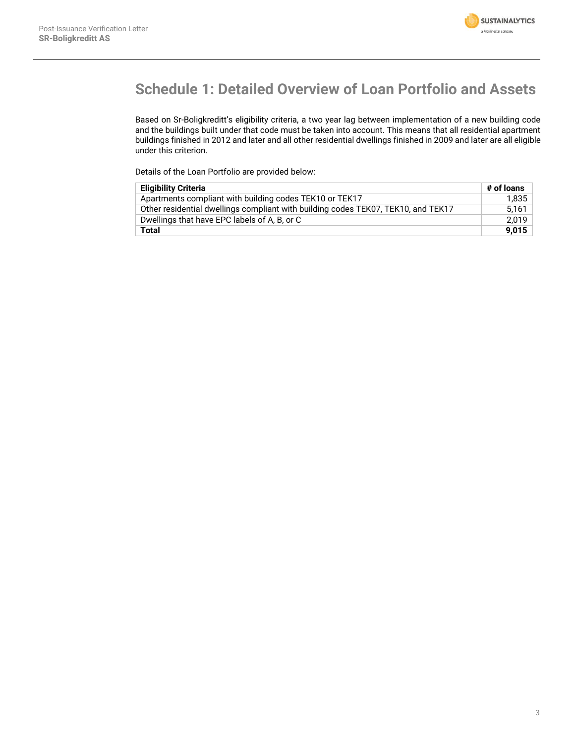# Schedule 1: Detailed Overview of Loan Portfolio and Assets

Based on Sr-Boligkreditt's eligibility criteria, a two year lag between implementation of a new building code and the buildings built under that code must be taken into account. This means that all residential apartment buildings finished in 2012 and later and all other residential dwellings finished in 2009 and later are all eligible under this criterion.

Details of the Loan Portfolio are provided below:

| Eligibility Criteria | # of loans |
| --- | ---: |
| Apartments compliant with building codes TEK10 or TEK17 | 1,835 |
| Other residential dwellings compliant with building codes TEK07, TEK10, and TEK17 | 5,161 |
| Dwellings that have EPC labels of A, B, or C | 2,019 |
| **Total** | **9,015** |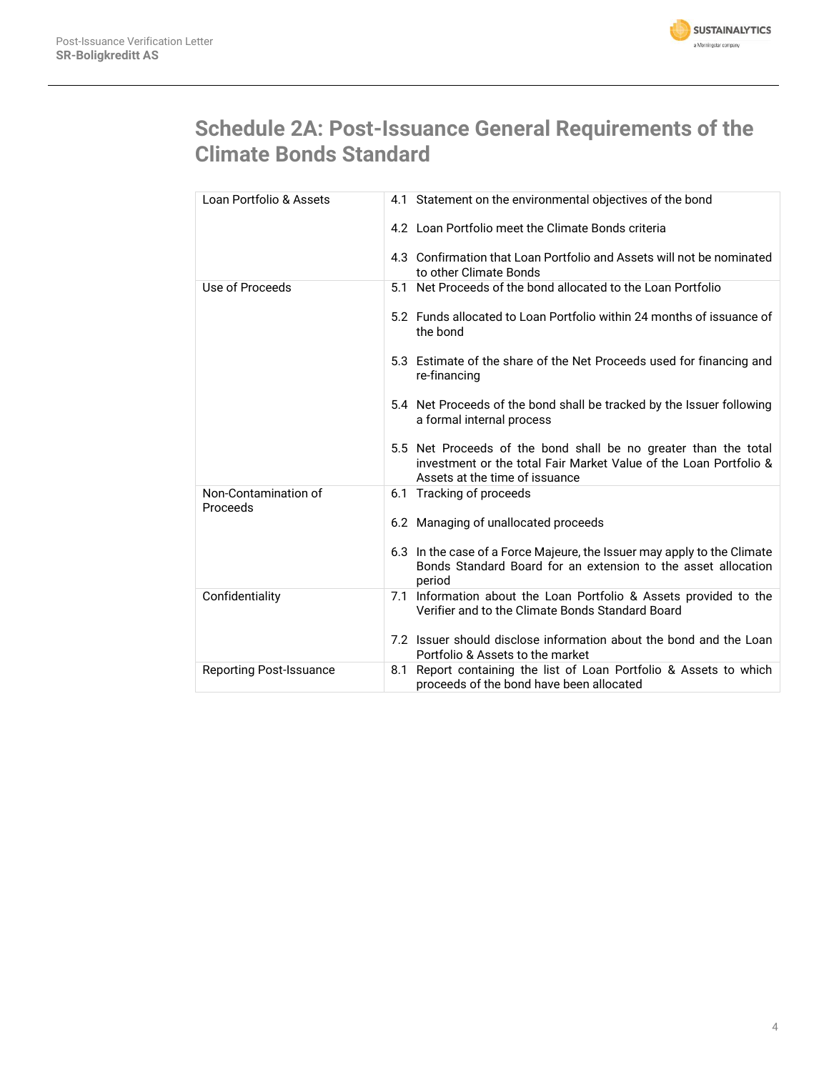# Schedule 2A: Post-Issuance General Requirements of the Climate Bonds Standard

| | |
|---|---|
| Loan Portfolio & Assets | 4.1 Statement on the environmental objectives of the bond<br><br>4.2 Loan Portfolio meet the Climate Bonds criteria<br><br>4.3 Confirmation that Loan Portfolio and Assets will not be nominated to other Climate Bonds |
| Use of Proceeds | 5.1 Net Proceeds of the bond allocated to the Loan Portfolio<br><br>5.2 Funds allocated to Loan Portfolio within 24 months of issuance of the bond<br><br>5.3 Estimate of the share of the Net Proceeds used for financing and re-financing<br><br>5.4 Net Proceeds of the bond shall be tracked by the Issuer following a formal internal process<br><br>5.5 Net Proceeds of the bond shall be no greater than the total investment or the total Fair Market Value of the Loan Portfolio & Assets at the time of issuance |
| Non-Contamination of Proceeds | 6.1 Tracking of proceeds<br><br>6.2 Managing of unallocated proceeds<br><br>6.3 In the case of a Force Majeure, the Issuer may apply to the Climate Bonds Standard Board for an extension to the asset allocation period |
| Confidentiality | 7.1 Information about the Loan Portfolio & Assets provided to the Verifier and to the Climate Bonds Standard Board<br><br>7.2 Issuer should disclose information about the bond and the Loan Portfolio & Assets to the market |
| Reporting Post-Issuance | 8.1 Report containing the list of Loan Portfolio & Assets to which proceeds of the bond have been allocated |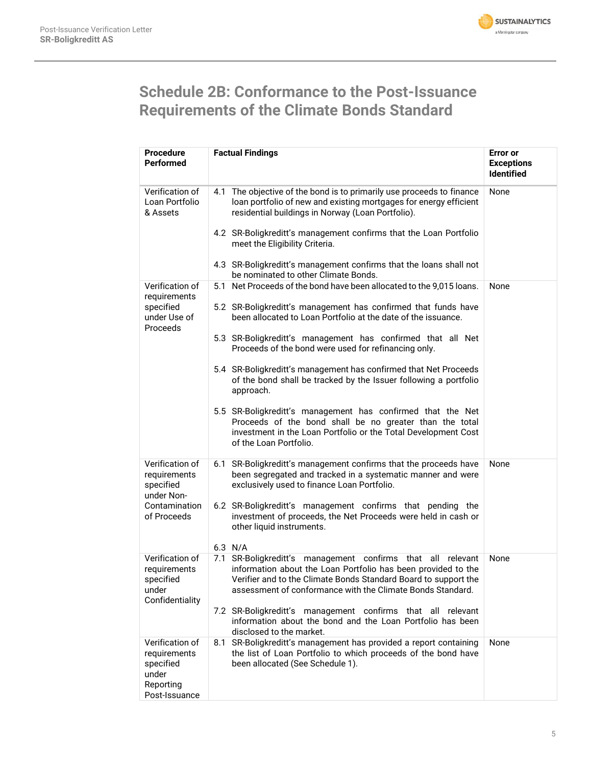## Schedule 2B: Conformance to the Post-Issuance Requirements of the Climate Bonds Standard

| Procedure Performed | Factual Findings | Error or Exceptions Identified |
|---|---|---|
| Verification of Loan Portfolio & Assets | 4.1 The objective of the bond is to primarily use proceeds to finance loan portfolio of new and existing mortgages for energy efficient residential buildings in Norway (Loan Portfolio).<br><br>4.2 SR-Boligkreditt's management confirms that the Loan Portfolio meet the Eligibility Criteria.<br><br>4.3 SR-Boligkreditt's management confirms that the loans shall not be nominated to other Climate Bonds. | None |
| Verification of requirements specified under Use of Proceeds | 5.1 Net Proceeds of the bond have been allocated to the 9,015 loans.<br><br>5.2 SR-Boligkreditt's management has confirmed that funds have been allocated to Loan Portfolio at the date of the issuance.<br><br>5.3 SR-Boligkreditt's management has confirmed that all Net Proceeds of the bond were used for refinancing only.<br><br>5.4 SR-Boligkreditt's management has confirmed that Net Proceeds of the bond shall be tracked by the Issuer following a portfolio approach.<br><br>5.5 SR-Boligkreditt's management has confirmed that the Net Proceeds of the bond shall be no greater than the total investment in the Loan Portfolio or the Total Development Cost of the Loan Portfolio. | None |
| Verification of requirements specified under Non-Contamination of Proceeds | 6.1 SR-Boligkreditt's management confirms that the proceeds have been segregated and tracked in a systematic manner and were exclusively used to finance Loan Portfolio.<br><br>6.2 SR-Boligkreditt's management confirms that pending the investment of proceeds, the Net Proceeds were held in cash or other liquid instruments.<br><br>6.3 N/A | None |
| Verification of requirements specified under Confidentiality | 7.1 SR-Boligkreditt's management confirms that all relevant information about the Loan Portfolio has been provided to the Verifier and to the Climate Bonds Standard Board to support the assessment of conformance with the Climate Bonds Standard.<br><br>7.2 SR-Boligkreditt's management confirms that all relevant information about the bond and the Loan Portfolio has been disclosed to the market. | None |
| Verification of requirements specified under Reporting Post-Issuance | 8.1 SR-Boligkreditt's management has provided a report containing the list of Loan Portfolio to which proceeds of the bond have been allocated (See Schedule 1). | None |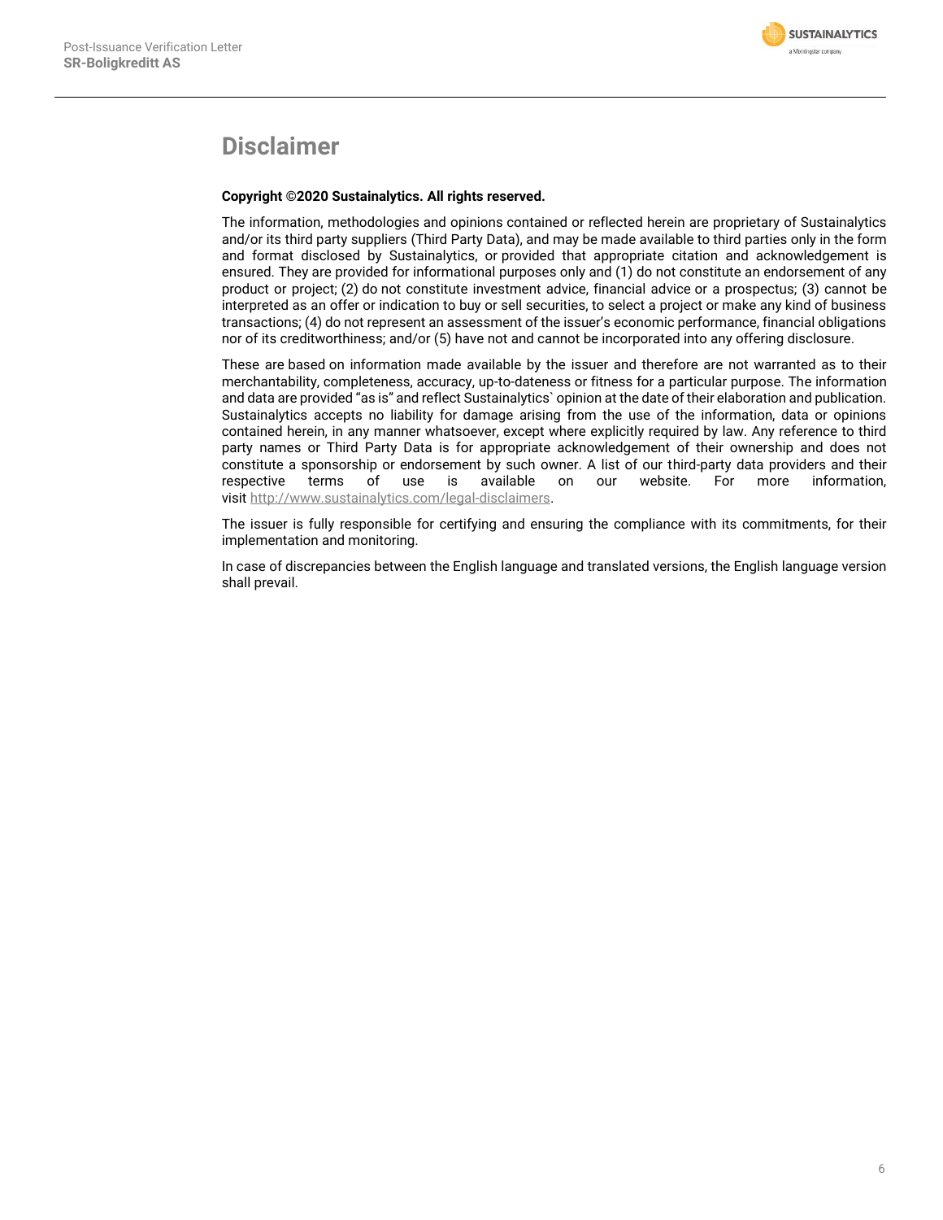# Disclaimer

**Copyright ©2020 Sustainalytics. All rights reserved.**

The information, methodologies and opinions contained or reflected herein are proprietary of Sustainalytics and/or its third party suppliers (Third Party Data), and may be made available to third parties only in the form and format disclosed by Sustainalytics, or provided that appropriate citation and acknowledgement is ensured. They are provided for informational purposes only and (1) do not constitute an endorsement of any product or project; (2) do not constitute investment advice, financial advice or a prospectus; (3) cannot be interpreted as an offer or indication to buy or sell securities, to select a project or make any kind of business transactions; (4) do not represent an assessment of the issuer's economic performance, financial obligations nor of its creditworthiness; and/or (5) have not and cannot be incorporated into any offering disclosure.

These are based on information made available by the issuer and therefore are not warranted as to their merchantability, completeness, accuracy, up-to-dateness or fitness for a particular purpose. The information and data are provided "as is" and reflect Sustainalytics` opinion at the date of their elaboration and publication. Sustainalytics accepts no liability for damage arising from the use of the information, data or opinions contained herein, in any manner whatsoever, except where explicitly required by law. Any reference to third party names or Third Party Data is for appropriate acknowledgement of their ownership and does not constitute a sponsorship or endorsement by such owner. A list of our third-party data providers and their respective terms of use is available on our website. For more information, visit http://www.sustainalytics.com/legal-disclaimers.

The issuer is fully responsible for certifying and ensuring the compliance with its commitments, for their implementation and monitoring.

In case of discrepancies between the English language and translated versions, the English language version shall prevail.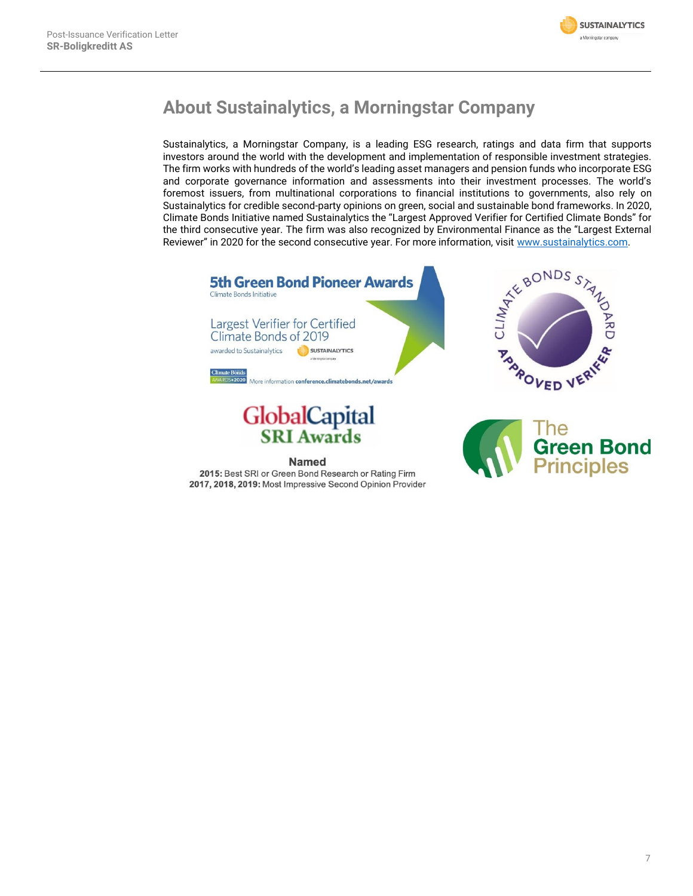## About Sustainalytics, a Morningstar Company

Sustainalytics, a Morningstar Company, is a leading ESG research, ratings and data firm that supports investors around the world with the development and implementation of responsible investment strategies. The firm works with hundreds of the world's leading asset managers and pension funds who incorporate ESG and corporate governance information and assessments into their investment processes. The world's foremost issuers, from multinational corporations to financial institutions to governments, also rely on Sustainalytics for credible second-party opinions on green, social and sustainable bond frameworks. In 2020, Climate Bonds Initiative named Sustainalytics the "Largest Approved Verifier for Certified Climate Bonds" for the third consecutive year. The firm was also recognized by Environmental Finance as the "Largest External Reviewer" in 2020 for the second consecutive year. For more information, visit www.sustainalytics.com.

5th Green Bond Pioneer Awards
Climate Bonds Initiative

Largest Verifier for Certified Climate Bonds of 2019
awarded to Sustainalytics

More information conference.climatebonds.net/awards

Climate Bonds Standard Approved Verifier

GlobalCapital SRI Awards

**Named**
**2015:** Best SRI or Green Bond Research or Rating Firm
**2017, 2018, 2019:** Most Impressive Second Opinion Provider

The Green Bond Principles